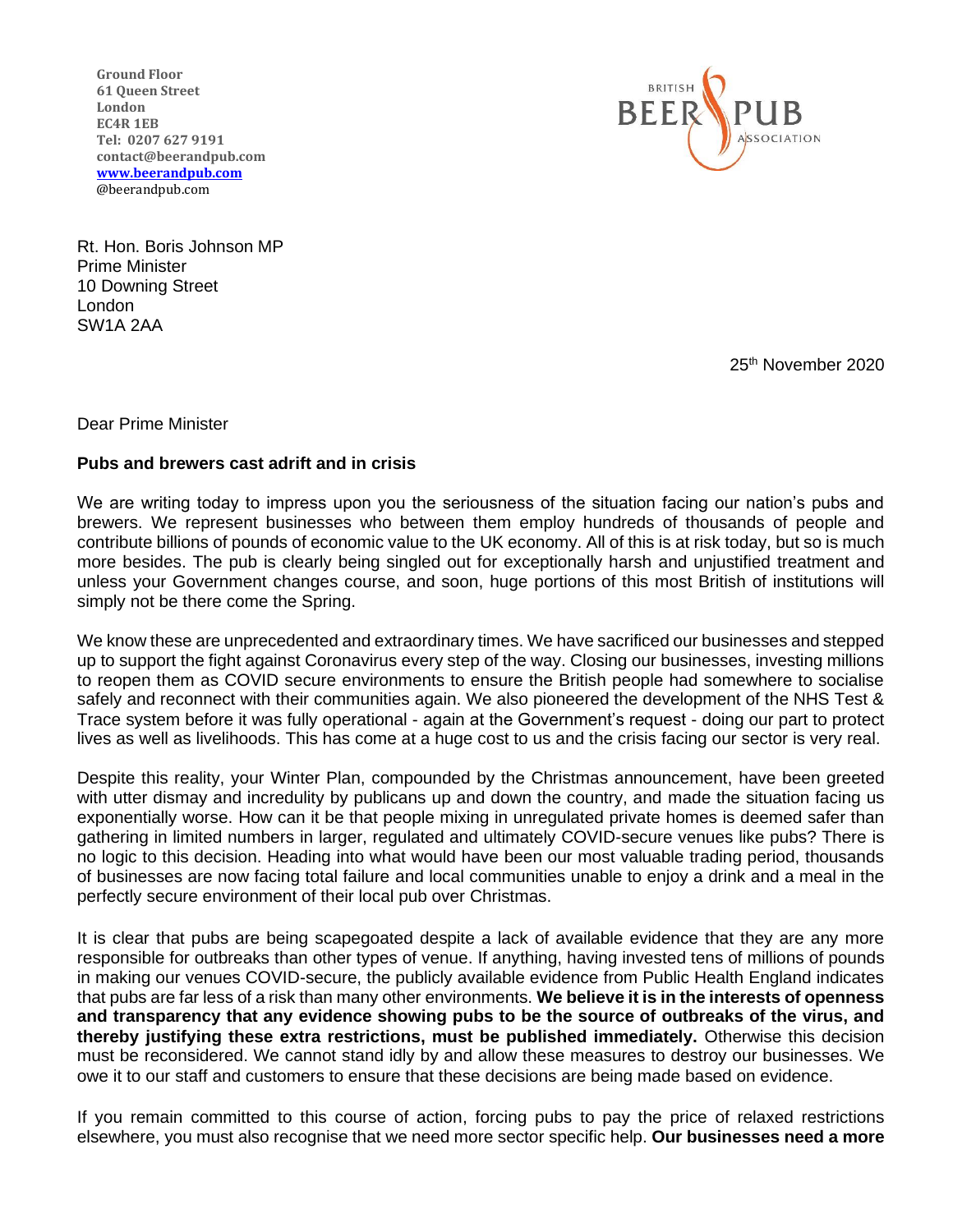**Ground Floor**
**61 Queen Street**
**London**
**EC4R 1EB**
**Tel: 0207 627 9191**
**contact@beerandpub.com**
**www.beerandpub.com**
@beerandpub.com

BRITISH BEER & PUB ASSOCIATION

Rt. Hon. Boris Johnson MP
Prime Minister
10 Downing Street
London
SW1A 2AA

25th November 2020

Dear Prime Minister

**Pubs and brewers cast adrift and in crisis**

We are writing today to impress upon you the seriousness of the situation facing our nation's pubs and brewers. We represent businesses who between them employ hundreds of thousands of people and contribute billions of pounds of economic value to the UK economy. All of this is at risk today, but so is much more besides. The pub is clearly being singled out for exceptionally harsh and unjustified treatment and unless your Government changes course, and soon, huge portions of this most British of institutions will simply not be there come the Spring.

We know these are unprecedented and extraordinary times. We have sacrificed our businesses and stepped up to support the fight against Coronavirus every step of the way. Closing our businesses, investing millions to reopen them as COVID secure environments to ensure the British people had somewhere to socialise safely and reconnect with their communities again. We also pioneered the development of the NHS Test & Trace system before it was fully operational - again at the Government's request - doing our part to protect lives as well as livelihoods. This has come at a huge cost to us and the crisis facing our sector is very real.

Despite this reality, your Winter Plan, compounded by the Christmas announcement, have been greeted with utter dismay and incredulity by publicans up and down the country, and made the situation facing us exponentially worse. How can it be that people mixing in unregulated private homes is deemed safer than gathering in limited numbers in larger, regulated and ultimately COVID-secure venues like pubs? There is no logic to this decision. Heading into what would have been our most valuable trading period, thousands of businesses are now facing total failure and local communities unable to enjoy a drink and a meal in the perfectly secure environment of their local pub over Christmas.

It is clear that pubs are being scapegoated despite a lack of available evidence that they are any more responsible for outbreaks than other types of venue. If anything, having invested tens of millions of pounds in making our venues COVID-secure, the publicly available evidence from Public Health England indicates that pubs are far less of a risk than many other environments. **We believe it is in the interests of openness and transparency that any evidence showing pubs to be the source of outbreaks of the virus, and thereby justifying these extra restrictions, must be published immediately.** Otherwise this decision must be reconsidered. We cannot stand idly by and allow these measures to destroy our businesses. We owe it to our staff and customers to ensure that these decisions are being made based on evidence.

If you remain committed to this course of action, forcing pubs to pay the price of relaxed restrictions elsewhere, you must also recognise that we need more sector specific help. **Our businesses need a more**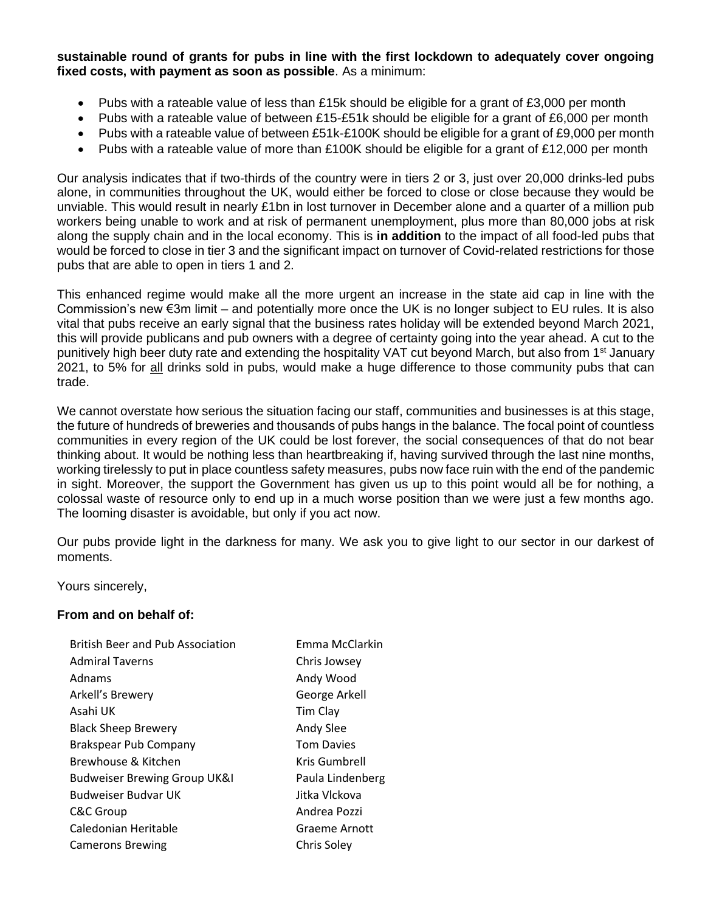**sustainable round of grants for pubs in line with the first lockdown to adequately cover ongoing fixed costs, with payment as soon as possible**. As a minimum:

- Pubs with a rateable value of less than £15k should be eligible for a grant of £3,000 per month
- Pubs with a rateable value of between £15-£51k should be eligible for a grant of £6,000 per month
- Pubs with a rateable value of between £51k-£100K should be eligible for a grant of £9,000 per month
- Pubs with a rateable value of more than £100K should be eligible for a grant of £12,000 per month

Our analysis indicates that if two-thirds of the country were in tiers 2 or 3, just over 20,000 drinks-led pubs alone, in communities throughout the UK, would either be forced to close or close because they would be unviable. This would result in nearly £1bn in lost turnover in December alone and a quarter of a million pub workers being unable to work and at risk of permanent unemployment, plus more than 80,000 jobs at risk along the supply chain and in the local economy. This is **in addition** to the impact of all food-led pubs that would be forced to close in tier 3 and the significant impact on turnover of Covid-related restrictions for those pubs that are able to open in tiers 1 and 2.

This enhanced regime would make all the more urgent an increase in the state aid cap in line with the Commission's new €3m limit – and potentially more once the UK is no longer subject to EU rules. It is also vital that pubs receive an early signal that the business rates holiday will be extended beyond March 2021, this will provide publicans and pub owners with a degree of certainty going into the year ahead. A cut to the punitively high beer duty rate and extending the hospitality VAT cut beyond March, but also from 1st January 2021, to 5% for all drinks sold in pubs, would make a huge difference to those community pubs that can trade.

We cannot overstate how serious the situation facing our staff, communities and businesses is at this stage, the future of hundreds of breweries and thousands of pubs hangs in the balance. The focal point of countless communities in every region of the UK could be lost forever, the social consequences of that do not bear thinking about. It would be nothing less than heartbreaking if, having survived through the last nine months, working tirelessly to put in place countless safety measures, pubs now face ruin with the end of the pandemic in sight. Moreover, the support the Government has given us up to this point would all be for nothing, a colossal waste of resource only to end up in a much worse position than we were just a few months ago. The looming disaster is avoidable, but only if you act now.

Our pubs provide light in the darkness for many. We ask you to give light to our sector in our darkest of moments.

Yours sincerely,

**From and on behalf of:**

| | |
|---|---|
| British Beer and Pub Association | Emma McClarkin |
| Admiral Taverns | Chris Jowsey |
| Adnams | Andy Wood |
| Arkell's Brewery | George Arkell |
| Asahi UK | Tim Clay |
| Black Sheep Brewery | Andy Slee |
| Brakspear Pub Company | Tom Davies |
| Brewhouse & Kitchen | Kris Gumbrell |
| Budweiser Brewing Group UK&I | Paula Lindenberg |
| Budweiser Budvar UK | Jitka Vlckova |
| C&C Group | Andrea Pozzi |
| Caledonian Heritable | Graeme Arnott |
| Camerons Brewing | Chris Soley |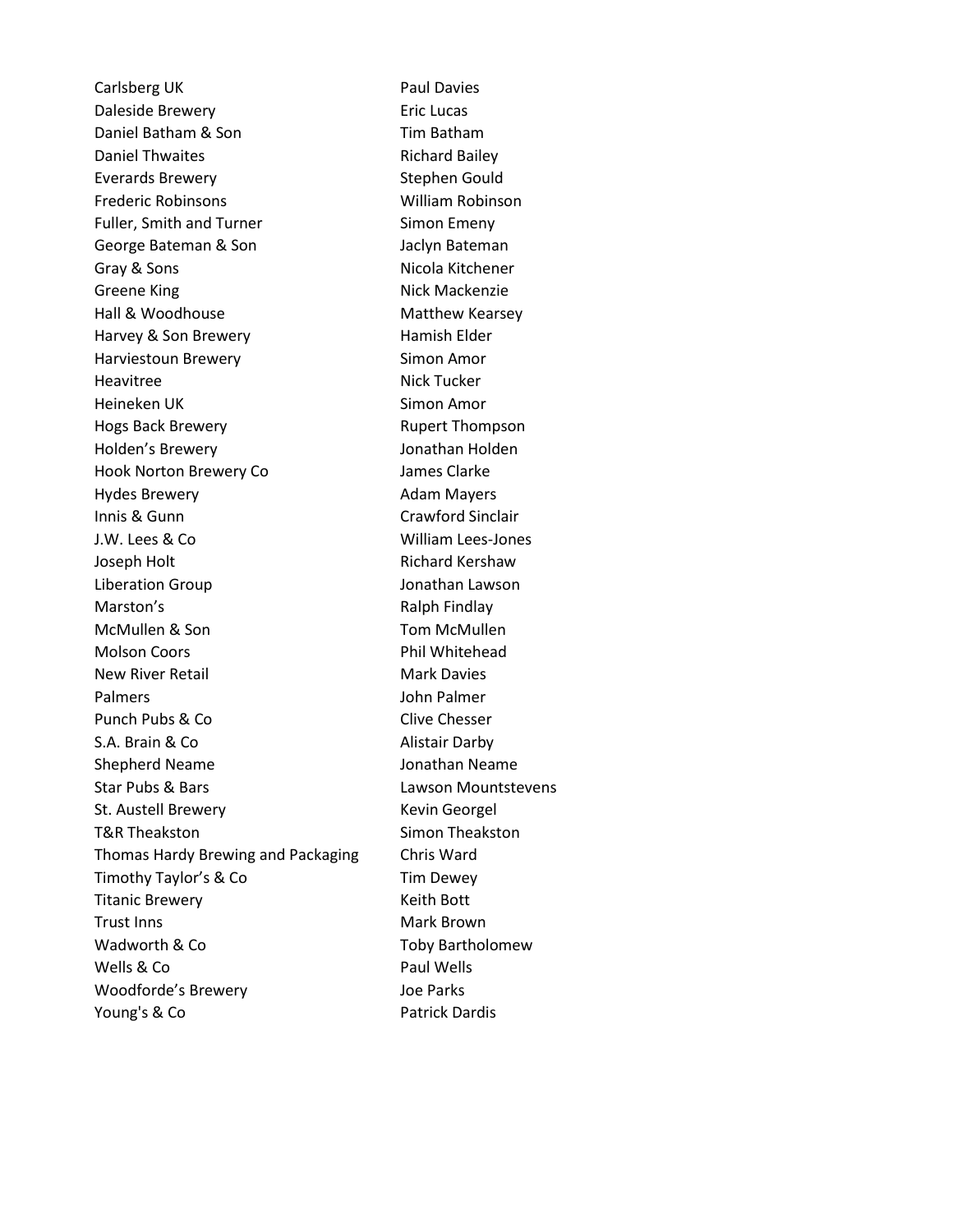| | |
|---|---|
| Carlsberg UK | Paul Davies |
| Daleside Brewery | Eric Lucas |
| Daniel Batham & Son | Tim Batham |
| Daniel Thwaites | Richard Bailey |
| Everards Brewery | Stephen Gould |
| Frederic Robinsons | William Robinson |
| Fuller, Smith and Turner | Simon Emeny |
| George Bateman & Son | Jaclyn Bateman |
| Gray & Sons | Nicola Kitchener |
| Greene King | Nick Mackenzie |
| Hall & Woodhouse | Matthew Kearsey |
| Harvey & Son Brewery | Hamish Elder |
| Harviestoun Brewery | Simon Amor |
| Heavitree | Nick Tucker |
| Heineken UK | Simon Amor |
| Hogs Back Brewery | Rupert Thompson |
| Holden's Brewery | Jonathan Holden |
| Hook Norton Brewery Co | James Clarke |
| Hydes Brewery | Adam Mayers |
| Innis & Gunn | Crawford Sinclair |
| J.W. Lees & Co | William Lees-Jones |
| Joseph Holt | Richard Kershaw |
| Liberation Group | Jonathan Lawson |
| Marston's | Ralph Findlay |
| McMullen & Son | Tom McMullen |
| Molson Coors | Phil Whitehead |
| New River Retail | Mark Davies |
| Palmers | John Palmer |
| Punch Pubs & Co | Clive Chesser |
| S.A. Brain & Co | Alistair Darby |
| Shepherd Neame | Jonathan Neame |
| Star Pubs & Bars | Lawson Mountstevens |
| St. Austell Brewery | Kevin Georgel |
| T&R Theakston | Simon Theakston |
| Thomas Hardy Brewing and Packaging | Chris Ward |
| Timothy Taylor's & Co | Tim Dewey |
| Titanic Brewery | Keith Bott |
| Trust Inns | Mark Brown |
| Wadworth & Co | Toby Bartholomew |
| Wells & Co | Paul Wells |
| Woodforde's Brewery | Joe Parks |
| Young's & Co | Patrick Dardis |